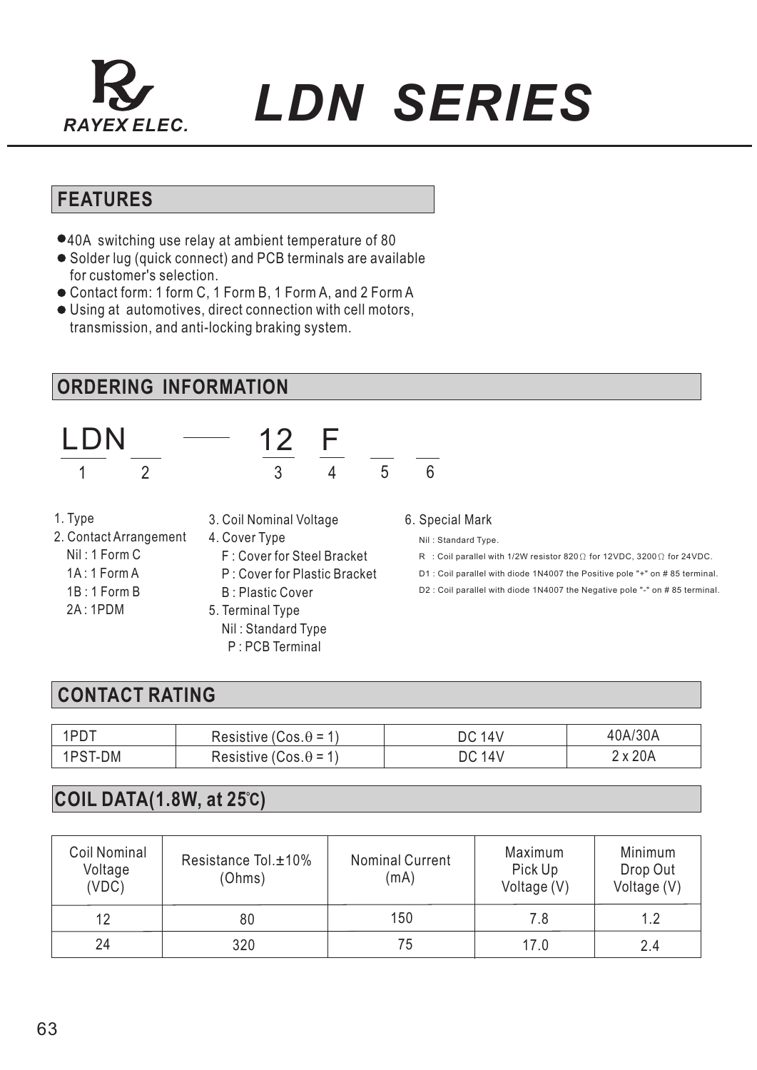# RAYEX ELEC.

# LDN SERIES

## FEATURES

- 40A switching use relay at ambient temperature of 80
- Solder lug (quick connect) and PCB terminals are available for customer's selection.
- Contact form: 1 form C, 1 Form B, 1 Form A, and 2 Form A
- Using at automotives, direct connection with cell motors, transmission, and anti-locking braking system.

## ORDERING INFORMATION

| LDN | \_\_ | — | 12 | F | \_\_ | \_\_ |
|---|---|---|---|---|---|---|
| 1 | 2 | | 3 | 4 | 5 | 6 |

1. Type
2. Contact Arrangement
   - Nil : 1 Form C
   - 1A : 1 Form A
   - 1B : 1 Form B
   - 2A : 1PDM
3. Coil Nominal Voltage
4. Cover Type
   - F : Cover for Steel Bracket
   - P : Cover for Plastic Bracket
   - B : Plastic Cover
5. Terminal Type
   - Nil : Standard Type
   - P : PCB Terminal
6. Special Mark
   - Nil : Standard Type.
   - R : Coil parallel with 1/2W resistor 820Ω for 12VDC, 3200Ω for 24VDC.
   - D1 : Coil parallel with diode 1N4007 the Positive pole "+" on # 85 terminal.
   - D2 : Coil parallel with diode 1N4007 the Negative pole "-" on # 85 terminal.

## CONTACT RATING

| | | | |
|---|---|---|---|
| 1PDT | Resistive (Cos.θ = 1) | DC 14V | 40A/30A |
| 1PST-DM | Resistive (Cos.θ = 1) | DC 14V | 2 x 20A |

## COIL DATA(1.8W, at 25℃)

| Coil Nominal Voltage (VDC) | Resistance Tol.±10% (Ohms) | Nominal Current (mA) | Maximum Pick Up Voltage (V) | Minimum Drop Out Voltage (V) |
|---|---|---|---|---|
| 12 | 80 | 150 | 7.8 | 1.2 |
| 24 | 320 | 75 | 17.0 | 2.4 |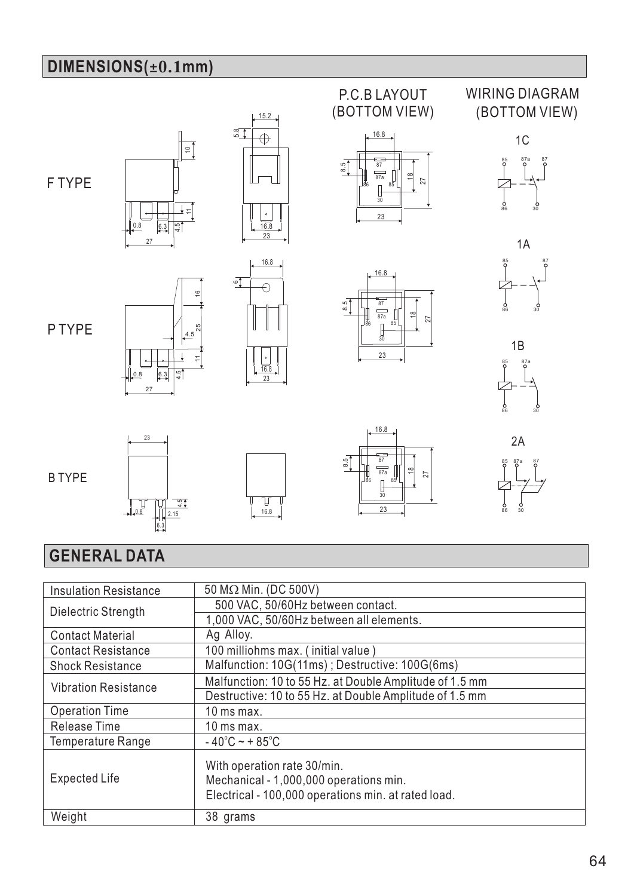## DIMENSIONS(±0.1mm)

P.C.B LAYOUT (BOTTOM VIEW)

WIRING DIAGRAM (BOTTOM VIEW)

F TYPE

10
5.8
15.2
11
4.5
0.8
6.3
27
16.8
23
16.8
8.5
18
27
23
87
87a
86
85
30

1C
85
87a
87
86
30

1A
85
87
86
30

P TYPE

16
25
4.5
11
4.5
0.8
6.3
27
6
16.8
16.8
23
16.8
8.5
18
27
23
87
87a
86
85
30

1B
85
87a
86
30

B TYPE

23
4.5
0.8
2.15
6.3
16.8
16.8
8.5
18
27
23
87
87a
86
85
30

2A
85
87a
87
86
30

## GENERAL DATA

| | |
|---|---|
| Insulation Resistance | 50 MΩ Min. (DC 500V) |
| Dielectric Strength | 500 VAC, 50/60Hz between contact. |
| | 1,000 VAC, 50/60Hz between all elements. |
| Contact Material | Ag Alloy. |
| Contact Resistance | 100 milliohms max. ( initial value ) |
| Shock Resistance | Malfunction: 10G(11ms) ; Destructive: 100G(6ms) |
| Vibration Resistance | Malfunction: 10 to 55 Hz. at Double Amplitude of 1.5 mm |
| | Destructive: 10 to 55 Hz. at Double Amplitude of 1.5 mm |
| Operation Time | 10 ms max. |
| Release Time | 10 ms max. |
| Temperature Range | - 40°C ~ + 85°C |
| Expected Life | With operation rate 30/min.<br>Mechanical - 1,000,000 operations min.<br>Electrical - 100,000 operations min. at rated load. |
| Weight | 38 grams |